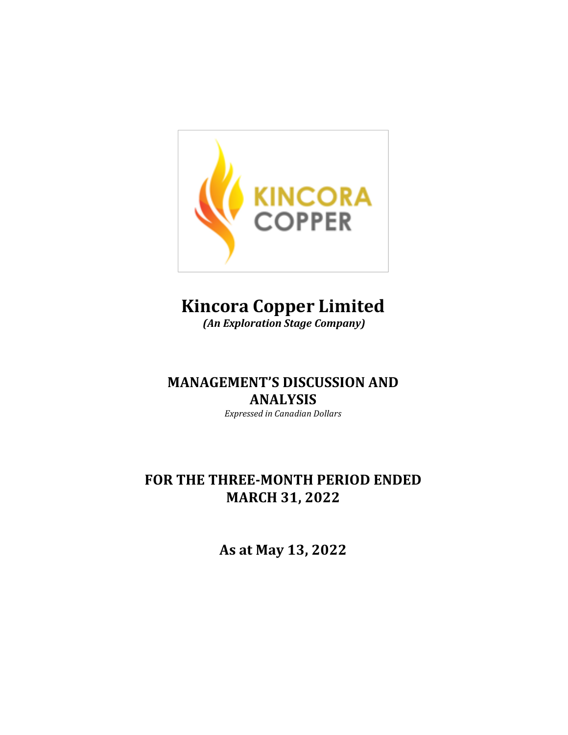# Kincora Copper Limited

***(An Exploration Stage Company)***

## MANAGEMENT'S DISCUSSION AND ANALYSIS

*Expressed in Canadian Dollars*

## FOR THE THREE-MONTH PERIOD ENDED MARCH 31, 2022

## As at May 13, 2022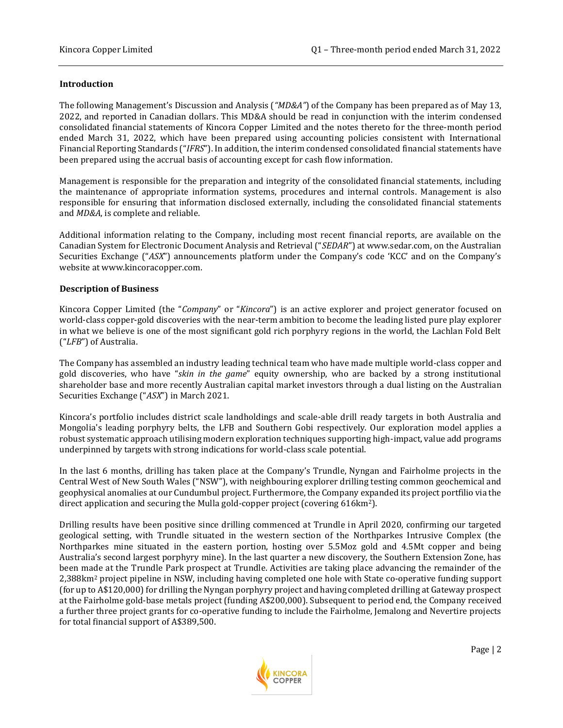## Introduction

The following Management's Discussion and Analysis (*"MD&A"*) of the Company has been prepared as of May 13, 2022, and reported in Canadian dollars. This MD&A should be read in conjunction with the interim condensed consolidated financial statements of Kincora Copper Limited and the notes thereto for the three-month period ended March 31, 2022, which have been prepared using accounting policies consistent with International Financial Reporting Standards ("*IFRS*"). In addition, the interim condensed consolidated financial statements have been prepared using the accrual basis of accounting except for cash flow information.

Management is responsible for the preparation and integrity of the consolidated financial statements, including the maintenance of appropriate information systems, procedures and internal controls. Management is also responsible for ensuring that information disclosed externally, including the consolidated financial statements and *MD&A*, is complete and reliable.

Additional information relating to the Company, including most recent financial reports, are available on the Canadian System for Electronic Document Analysis and Retrieval ("*SEDAR*") at www.sedar.com, on the Australian Securities Exchange ("*ASX*") announcements platform under the Company's code 'KCC' and on the Company's website at www.kincoracopper.com.

## Description of Business

Kincora Copper Limited (the "*Company*" or "*Kincora*") is an active explorer and project generator focused on world-class copper-gold discoveries with the near-term ambition to become the leading listed pure play explorer in what we believe is one of the most significant gold rich porphyry regions in the world, the Lachlan Fold Belt ("*LFB*") of Australia.

The Company has assembled an industry leading technical team who have made multiple world-class copper and gold discoveries, who have "*skin in the game*" equity ownership, who are backed by a strong institutional shareholder base and more recently Australian capital market investors through a dual listing on the Australian Securities Exchange ("*ASX*") in March 2021.

Kincora's portfolio includes district scale landholdings and scale-able drill ready targets in both Australia and Mongolia's leading porphyry belts, the LFB and Southern Gobi respectively. Our exploration model applies a robust systematic approach utilising modern exploration techniques supporting high-impact, value add programs underpinned by targets with strong indications for world-class scale potential.

In the last 6 months, drilling has taken place at the Company's Trundle, Nyngan and Fairholme projects in the Central West of New South Wales ("NSW"), with neighbouring explorer drilling testing common geochemical and geophysical anomalies at our Cundumbul project. Furthermore, the Company expanded its project portfilio via the direct application and securing the Mulla gold-copper project (covering 616km$^2$).

Drilling results have been positive since drilling commenced at Trundle in April 2020, confirming our targeted geological setting, with Trundle situated in the western section of the Northparkes Intrusive Complex (the Northparkes mine situated in the eastern portion, hosting over 5.5Moz gold and 4.5Mt copper and being Australia's second largest porphyry mine). In the last quarter a new discovery, the Southern Extension Zone, has been made at the Trundle Park prospect at Trundle. Activities are taking place advancing the remainder of the 2,388km$^2$ project pipeline in NSW, including having completed one hole with State co-operative funding support (for up to A$120,000) for drilling the Nyngan porphyry project and having completed drilling at Gateway prospect at the Fairholme gold-base metals project (funding A$200,000). Subsequent to period end, the Company received a further three project grants for co-operative funding to include the Fairholme, Jemalong and Nevertire projects for total financial support of A$389,500.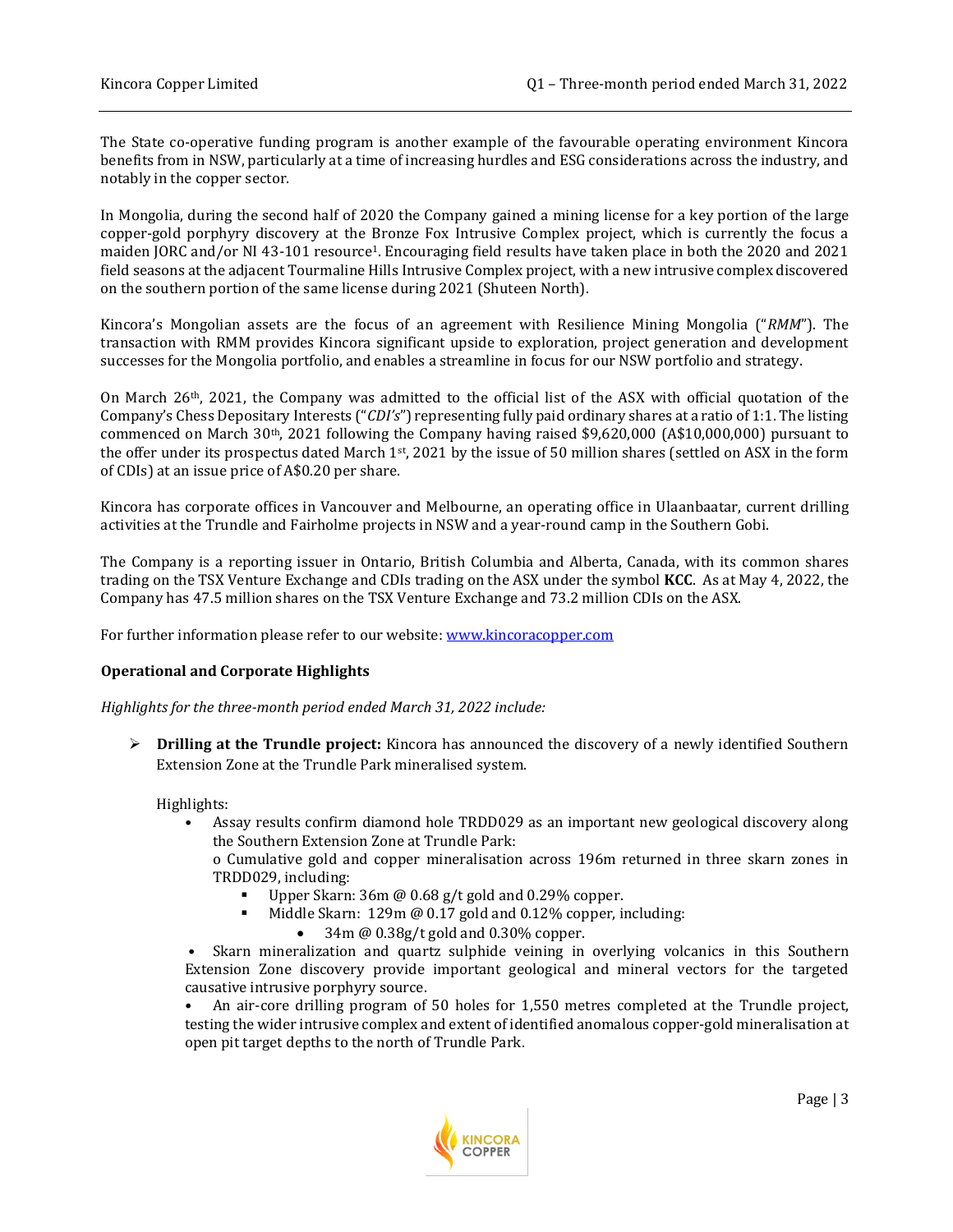The State co-operative funding program is another example of the favourable operating environment Kincora benefits from in NSW, particularly at a time of increasing hurdles and ESG considerations across the industry, and notably in the copper sector.

In Mongolia, during the second half of 2020 the Company gained a mining license for a key portion of the large copper-gold porphyry discovery at the Bronze Fox Intrusive Complex project, which is currently the focus a maiden JORC and/or NI 43-101 resource[1]. Encouraging field results have taken place in both the 2020 and 2021 field seasons at the adjacent Tourmaline Hills Intrusive Complex project, with a new intrusive complex discovered on the southern portion of the same license during 2021 (Shuteen North).

Kincora's Mongolian assets are the focus of an agreement with Resilience Mining Mongolia ("*RMM*"). The transaction with RMM provides Kincora significant upside to exploration, project generation and development successes for the Mongolia portfolio, and enables a streamline in focus for our NSW portfolio and strategy.

On March 26th, 2021, the Company was admitted to the official list of the ASX with official quotation of the Company's Chess Depositary Interests ("*CDI's*") representing fully paid ordinary shares at a ratio of 1:1. The listing commenced on March 30th, 2021 following the Company having raised $9,620,000 (A$10,000,000) pursuant to the offer under its prospectus dated March 1st, 2021 by the issue of 50 million shares (settled on ASX in the form of CDIs) at an issue price of A$0.20 per share.

Kincora has corporate offices in Vancouver and Melbourne, an operating office in Ulaanbaatar, current drilling activities at the Trundle and Fairholme projects in NSW and a year-round camp in the Southern Gobi.

The Company is a reporting issuer in Ontario, British Columbia and Alberta, Canada, with its common shares trading on the TSX Venture Exchange and CDIs trading on the ASX under the symbol **KCC**. As at May 4, 2022, the Company has 47.5 million shares on the TSX Venture Exchange and 73.2 million CDIs on the ASX.

For further information please refer to our website: www.kincoracopper.com

**Operational and Corporate Highlights**

*Highlights for the three-month period ended March 31, 2022 include:*

- **Drilling at the Trundle project:** Kincora has announced the discovery of a newly identified Southern Extension Zone at the Trundle Park mineralised system.

  Highlights:

  - Assay results confirm diamond hole TRDD029 as an important new geological discovery along the Southern Extension Zone at Trundle Park:
    - Cumulative gold and copper mineralisation across 196m returned in three skarn zones in TRDD029, including:
      - Upper Skarn: 36m @ 0.68 g/t gold and 0.29% copper.
      - Middle Skarn: 129m @ 0.17 gold and 0.12% copper, including:
        - 34m @ 0.38g/t gold and 0.30% copper.
  - Skarn mineralization and quartz sulphide veining in overlying volcanics in this Southern Extension Zone discovery provide important geological and mineral vectors for the targeted causative intrusive porphyry source.
  - An air-core drilling program of 50 holes for 1,550 metres completed at the Trundle project, testing the wider intrusive complex and extent of identified anomalous copper-gold mineralisation at open pit target depths to the north of Trundle Park.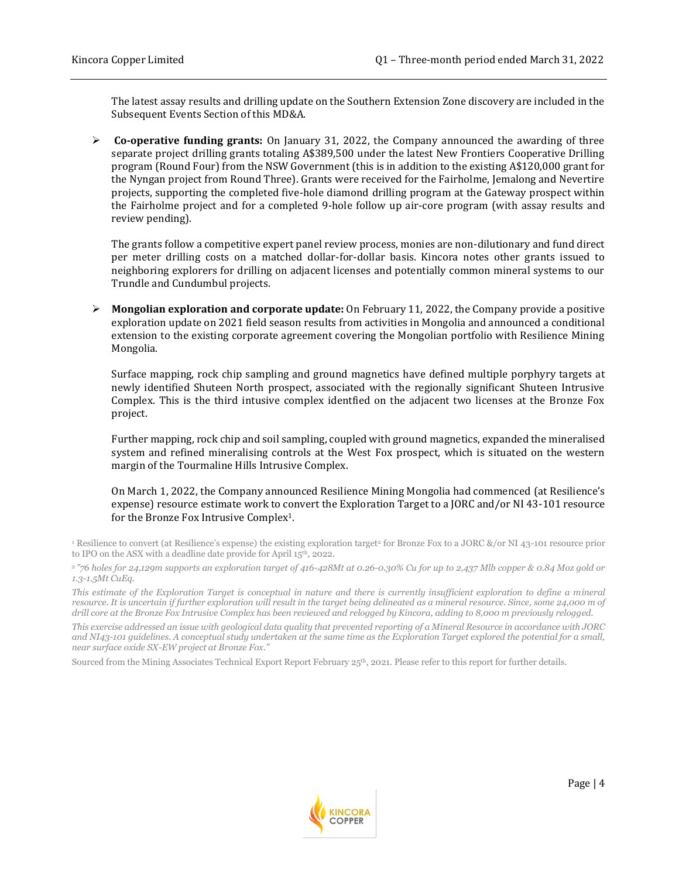The latest assay results and drilling update on the Southern Extension Zone discovery are included in the Subsequent Events Section of this MD&A.

- **Co-operative funding grants:** On January 31, 2022, the Company announced the awarding of three separate project drilling grants totaling A$389,500 under the latest New Frontiers Cooperative Drilling program (Round Four) from the NSW Government (this is in addition to the existing A$120,000 grant for the Nyngan project from Round Three). Grants were received for the Fairholme, Jemalong and Nevertire projects, supporting the completed five-hole diamond drilling program at the Gateway prospect within the Fairholme project and for a completed 9-hole follow up air-core program (with assay results and review pending).

  The grants follow a competitive expert panel review process, monies are non-dilutionary and fund direct per meter drilling costs on a matched dollar-for-dollar basis. Kincora notes other grants issued to neighboring explorers for drilling on adjacent licenses and potentially common mineral systems to our Trundle and Cundumbul projects.

- **Mongolian exploration and corporate update:** On February 11, 2022, the Company provide a positive exploration update on 2021 field season results from activities in Mongolia and announced a conditional extension to the existing corporate agreement covering the Mongolian portfolio with Resilience Mining Mongolia.

  Surface mapping, rock chip sampling and ground magnetics have defined multiple porphyry targets at newly identified Shuteen North prospect, associated with the regionally significant Shuteen Intrusive Complex. This is the third intusive complex identfied on the adjacent two licenses at the Bronze Fox project.

  Further mapping, rock chip and soil sampling, coupled with ground magnetics, expanded the mineralised system and refined mineralising controls at the West Fox prospect, which is situated on the western margin of the Tourmaline Hills Intrusive Complex.

  On March 1, 2022, the Company announced Resilience Mining Mongolia had commenced (at Resilience's expense) resource estimate work to convert the Exploration Target to a JORC and/or NI 43-101 resource for the Bronze Fox Intrusive Complex[1].

[1] Resilience to convert (at Resilience's expense) the existing exploration target[2] for Bronze Fox to a JORC &/or NI 43-101 resource prior to IPO on the ASX with a deadline date provide for April 15th, 2022.

[2] *"76 holes for 24,129m supports an exploration target of 416-428Mt at 0.26-0.30% Cu for up to 2,437 Mlb copper & 0.84 Moz gold or 1.3-1.5Mt CuEq.*

*This estimate of the Exploration Target is conceptual in nature and there is currently insufficient exploration to define a mineral resource. It is uncertain if further exploration will result in the target being delineated as a mineral resource. Since, some 24,000 m of drill core at the Bronze Fox Intrusive Complex has been reviewed and relogged by Kincora, adding to 8,000 m previously relogged.*

*This exercise addressed an issue with geological data quality that prevented reporting of a Mineral Resource in accordance with JORC and NI43-101 guidelines. A conceptual study undertaken at the same time as the Exploration Target explored the potential for a small, near surface oxide SX-EW project at Bronze Fox."*

Sourced from the Mining Associates Technical Export Report February 25th, 2021. Please refer to this report for further details.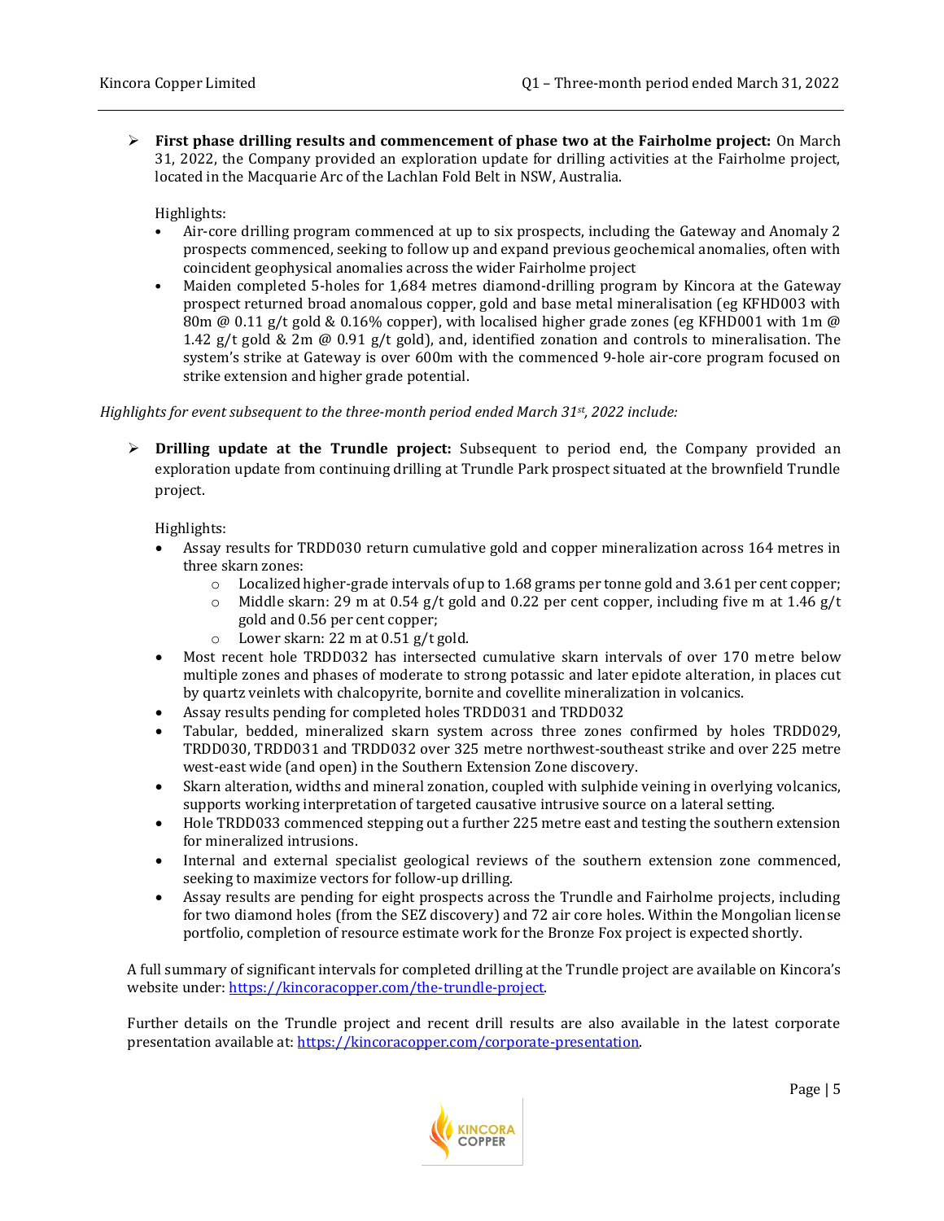- **First phase drilling results and commencement of phase two at the Fairholme project:** On March 31, 2022, the Company provided an exploration update for drilling activities at the Fairholme project, located in the Macquarie Arc of the Lachlan Fold Belt in NSW, Australia.

  Highlights:
  - Air-core drilling program commenced at up to six prospects, including the Gateway and Anomaly 2 prospects commenced, seeking to follow up and expand previous geochemical anomalies, often with coincident geophysical anomalies across the wider Fairholme project
  - Maiden completed 5-holes for 1,684 metres diamond-drilling program by Kincora at the Gateway prospect returned broad anomalous copper, gold and base metal mineralisation (eg KFHD003 with 80m @ 0.11 g/t gold & 0.16% copper), with localised higher grade zones (eg KFHD001 with 1m @ 1.42 g/t gold & 2m @ 0.91 g/t gold), and, identified zonation and controls to mineralisation. The system's strike at Gateway is over 600m with the commenced 9-hole air-core program focused on strike extension and higher grade potential.

*Highlights for event subsequent to the three-month period ended March 31st, 2022 include:*

- **Drilling update at the Trundle project:** Subsequent to period end, the Company provided an exploration update from continuing drilling at Trundle Park prospect situated at the brownfield Trundle project.

  Highlights:
  - Assay results for TRDD030 return cumulative gold and copper mineralization across 164 metres in three skarn zones:
    - Localized higher-grade intervals of up to 1.68 grams per tonne gold and 3.61 per cent copper;
    - Middle skarn: 29 m at 0.54 g/t gold and 0.22 per cent copper, including five m at 1.46 g/t gold and 0.56 per cent copper;
    - Lower skarn: 22 m at 0.51 g/t gold.
  - Most recent hole TRDD032 has intersected cumulative skarn intervals of over 170 metre below multiple zones and phases of moderate to strong potassic and later epidote alteration, in places cut by quartz veinlets with chalcopyrite, bornite and covellite mineralization in volcanics.
  - Assay results pending for completed holes TRDD031 and TRDD032
  - Tabular, bedded, mineralized skarn system across three zones confirmed by holes TRDD029, TRDD030, TRDD031 and TRDD032 over 325 metre northwest-southeast strike and over 225 metre west-east wide (and open) in the Southern Extension Zone discovery.
  - Skarn alteration, widths and mineral zonation, coupled with sulphide veining in overlying volcanics, supports working interpretation of targeted causative intrusive source on a lateral setting.
  - Hole TRDD033 commenced stepping out a further 225 metre east and testing the southern extension for mineralized intrusions.
  - Internal and external specialist geological reviews of the southern extension zone commenced, seeking to maximize vectors for follow-up drilling.
  - Assay results are pending for eight prospects across the Trundle and Fairholme projects, including for two diamond holes (from the SEZ discovery) and 72 air core holes. Within the Mongolian license portfolio, completion of resource estimate work for the Bronze Fox project is expected shortly.

A full summary of significant intervals for completed drilling at the Trundle project are available on Kincora's website under: https://kincoracopper.com/the-trundle-project.

Further details on the Trundle project and recent drill results are also available in the latest corporate presentation available at: https://kincoracopper.com/corporate-presentation.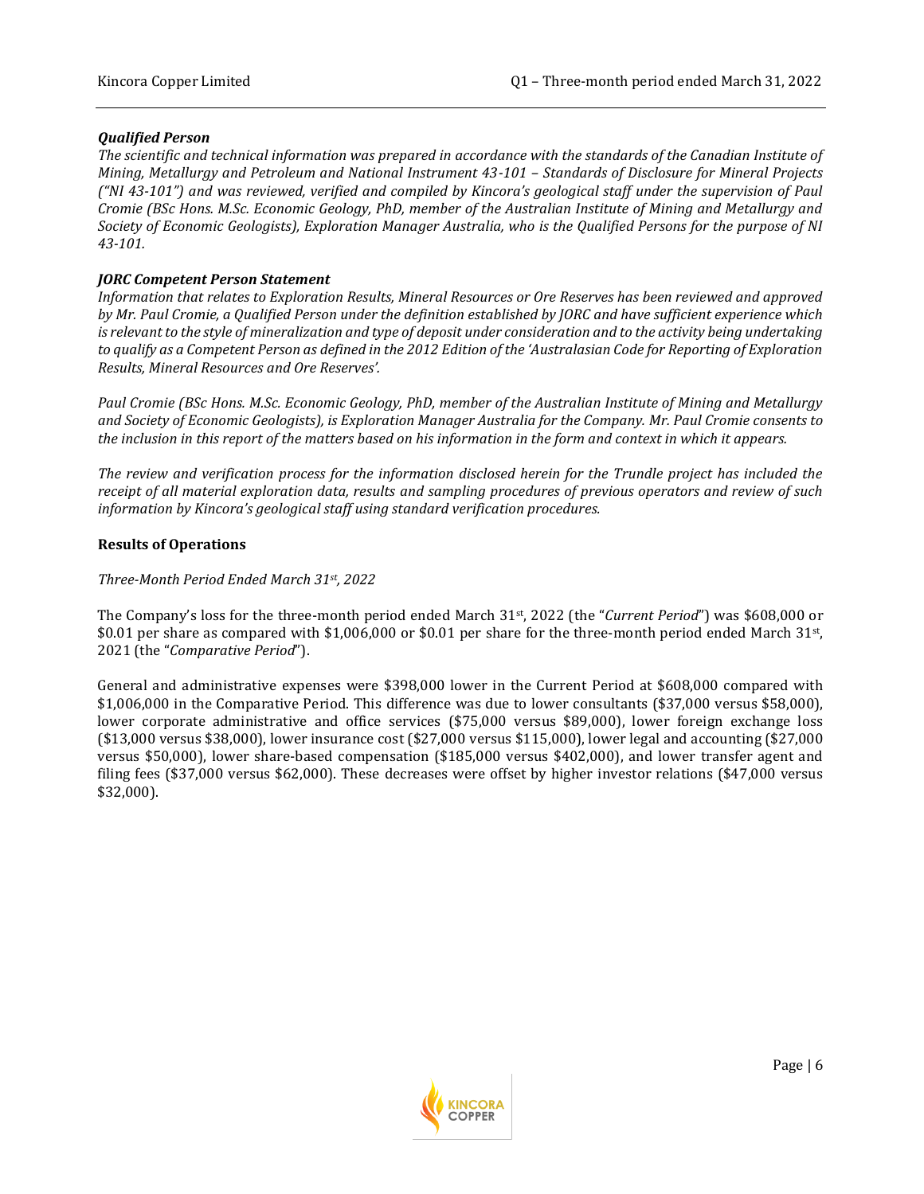***Qualified Person***

*The scientific and technical information was prepared in accordance with the standards of the Canadian Institute of Mining, Metallurgy and Petroleum and National Instrument 43-101 – Standards of Disclosure for Mineral Projects ("NI 43-101") and was reviewed, verified and compiled by Kincora's geological staff under the supervision of Paul Cromie (BSc Hons. M.Sc. Economic Geology, PhD, member of the Australian Institute of Mining and Metallurgy and Society of Economic Geologists), Exploration Manager Australia, who is the Qualified Persons for the purpose of NI 43-101.*

***JORC Competent Person Statement***

*Information that relates to Exploration Results, Mineral Resources or Ore Reserves has been reviewed and approved by Mr. Paul Cromie, a Qualified Person under the definition established by JORC and have sufficient experience which is relevant to the style of mineralization and type of deposit under consideration and to the activity being undertaking to qualify as a Competent Person as defined in the 2012 Edition of the 'Australasian Code for Reporting of Exploration Results, Mineral Resources and Ore Reserves'.*

*Paul Cromie (BSc Hons. M.Sc. Economic Geology, PhD, member of the Australian Institute of Mining and Metallurgy and Society of Economic Geologists), is Exploration Manager Australia for the Company. Mr. Paul Cromie consents to the inclusion in this report of the matters based on his information in the form and context in which it appears.*

*The review and verification process for the information disclosed herein for the Trundle project has included the receipt of all material exploration data, results and sampling procedures of previous operators and review of such information by Kincora's geological staff using standard verification procedures.*

**Results of Operations**

*Three-Month Period Ended March 31st, 2022*

The Company's loss for the three-month period ended March 31st, 2022 (the "*Current Period*") was $608,000 or $0.01 per share as compared with $1,006,000 or $0.01 per share for the three-month period ended March 31st, 2021 (the "*Comparative Period*").

General and administrative expenses were $398,000 lower in the Current Period at $608,000 compared with $1,006,000 in the Comparative Period. This difference was due to lower consultants ($37,000 versus $58,000), lower corporate administrative and office services ($75,000 versus $89,000), lower foreign exchange loss ($13,000 versus $38,000), lower insurance cost ($27,000 versus $115,000), lower legal and accounting ($27,000 versus $50,000), lower share-based compensation ($185,000 versus $402,000), and lower transfer agent and filing fees ($37,000 versus $62,000). These decreases were offset by higher investor relations ($47,000 versus $32,000).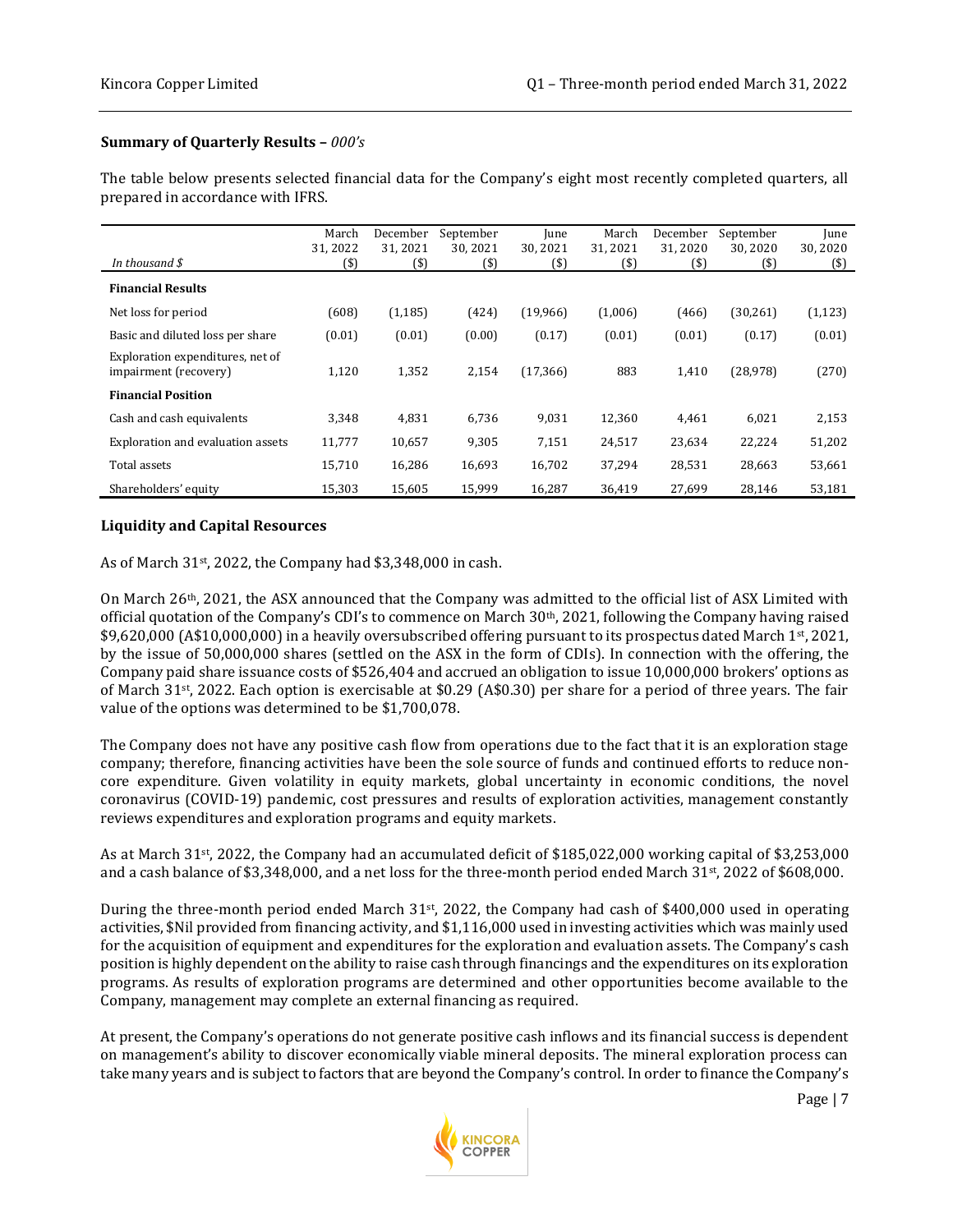**Summary of Quarterly Results –** *000's*

The table below presents selected financial data for the Company's eight most recently completed quarters, all prepared in accordance with IFRS.

| *In thousand $* | March 31, 2022 ($) | December 31, 2021 ($) | September 30, 2021 ($) | June 30, 2021 ($) | March 31, 2021 ($) | December 31, 2020 ($) | September 30, 2020 ($) | June 30, 2020 ($) |
|---|---|---|---|---|---|---|---|---|
| **Financial Results** | | | | | | | | |
| Net loss for period | (608) | (1,185) | (424) | (19,966) | (1,006) | (466) | (30,261) | (1,123) |
| Basic and diluted loss per share | (0.01) | (0.01) | (0.00) | (0.17) | (0.01) | (0.01) | (0.17) | (0.01) |
| Exploration expenditures, net of impairment (recovery) | 1,120 | 1,352 | 2,154 | (17,366) | 883 | 1,410 | (28,978) | (270) |
| **Financial Position** | | | | | | | | |
| Cash and cash equivalents | 3,348 | 4,831 | 6,736 | 9,031 | 12,360 | 4,461 | 6,021 | 2,153 |
| Exploration and evaluation assets | 11,777 | 10,657 | 9,305 | 7,151 | 24,517 | 23,634 | 22,224 | 51,202 |
| Total assets | 15,710 | 16,286 | 16,693 | 16,702 | 37,294 | 28,531 | 28,663 | 53,661 |
| Shareholders' equity | 15,303 | 15,605 | 15,999 | 16,287 | 36,419 | 27,699 | 28,146 | 53,181 |

## Liquidity and Capital Resources

As of March 31st, 2022, the Company had $3,348,000 in cash.

On March 26th, 2021, the ASX announced that the Company was admitted to the official list of ASX Limited with official quotation of the Company's CDI's to commence on March 30th, 2021, following the Company having raised $9,620,000 (A$10,000,000) in a heavily oversubscribed offering pursuant to its prospectus dated March 1st, 2021, by the issue of 50,000,000 shares (settled on the ASX in the form of CDIs). In connection with the offering, the Company paid share issuance costs of $526,404 and accrued an obligation to issue 10,000,000 brokers' options as of March 31st, 2022. Each option is exercisable at $0.29 (A$0.30) per share for a period of three years. The fair value of the options was determined to be $1,700,078.

The Company does not have any positive cash flow from operations due to the fact that it is an exploration stage company; therefore, financing activities have been the sole source of funds and continued efforts to reduce non-core expenditure. Given volatility in equity markets, global uncertainty in economic conditions, the novel coronavirus (COVID-19) pandemic, cost pressures and results of exploration activities, management constantly reviews expenditures and exploration programs and equity markets.

As at March 31st, 2022, the Company had an accumulated deficit of $185,022,000 working capital of $3,253,000 and a cash balance of $3,348,000, and a net loss for the three-month period ended March 31st, 2022 of $608,000.

During the three-month period ended March 31st, 2022, the Company had cash of $400,000 used in operating activities, $Nil provided from financing activity, and $1,116,000 used in investing activities which was mainly used for the acquisition of equipment and expenditures for the exploration and evaluation assets. The Company's cash position is highly dependent on the ability to raise cash through financings and the expenditures on its exploration programs. As results of exploration programs are determined and other opportunities become available to the Company, management may complete an external financing as required.

At present, the Company's operations do not generate positive cash inflows and its financial success is dependent on management's ability to discover economically viable mineral deposits. The mineral exploration process can take many years and is subject to factors that are beyond the Company's control. In order to finance the Company's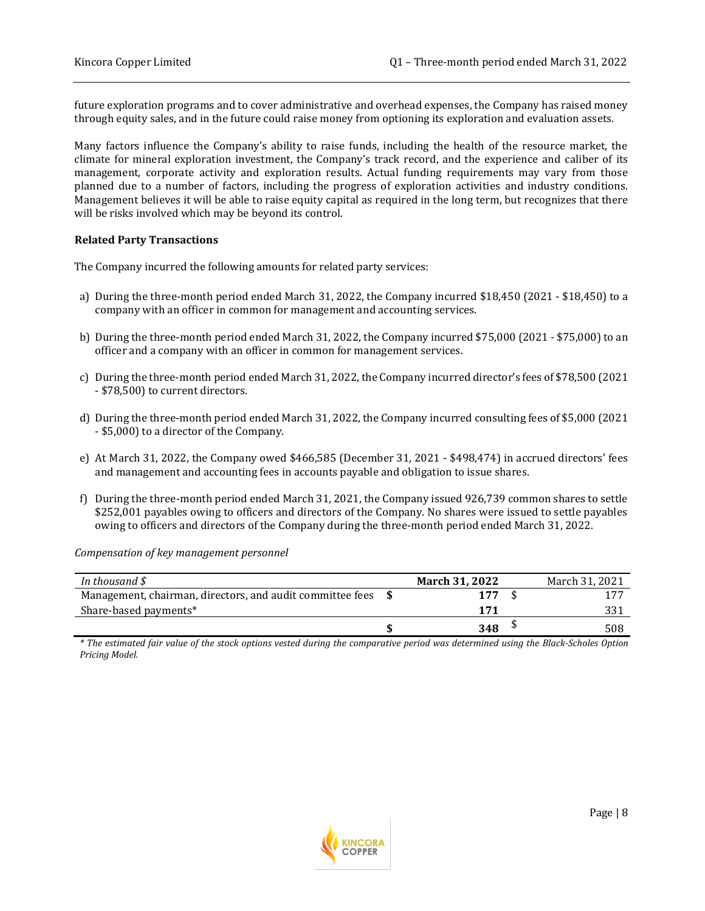future exploration programs and to cover administrative and overhead expenses, the Company has raised money through equity sales, and in the future could raise money from optioning its exploration and evaluation assets.

Many factors influence the Company's ability to raise funds, including the health of the resource market, the climate for mineral exploration investment, the Company's track record, and the experience and caliber of its management, corporate activity and exploration results. Actual funding requirements may vary from those planned due to a number of factors, including the progress of exploration activities and industry conditions. Management believes it will be able to raise equity capital as required in the long term, but recognizes that there will be risks involved which may be beyond its control.

**Related Party Transactions**

The Company incurred the following amounts for related party services:

a) During the three-month period ended March 31, 2022, the Company incurred $18,450 (2021 - $18,450) to a company with an officer in common for management and accounting services.

b) During the three-month period ended March 31, 2022, the Company incurred $75,000 (2021 - $75,000) to an officer and a company with an officer in common for management services.

c) During the three-month period ended March 31, 2022, the Company incurred director's fees of $78,500 (2021 - $78,500) to current directors.

d) During the three-month period ended March 31, 2022, the Company incurred consulting fees of $5,000 (2021 - $5,000) to a director of the Company.

e) At March 31, 2022, the Company owed $466,585 (December 31, 2021 - $498,474) in accrued directors' fees and management and accounting fees in accounts payable and obligation to issue shares.

f) During the three-month period ended March 31, 2021, the Company issued 926,739 common shares to settle $252,001 payables owing to officers and directors of the Company. No shares were issued to settle payables owing to officers and directors of the Company during the three-month period ended March 31, 2022.

*Compensation of key management personnel*

| *In thousand $* | | **March 31, 2022** | | March 31, 2021 |
|---|---|---|---|---|
| Management, chairman, directors, and audit committee fees | **$** | **177** | $ | 177 |
| Share-based payments* | | **171** | | 331 |
| | **$** | **348** | $ | 508 |

*\* The estimated fair value of the stock options vested during the comparative period was determined using the Black-Scholes Option Pricing Model.*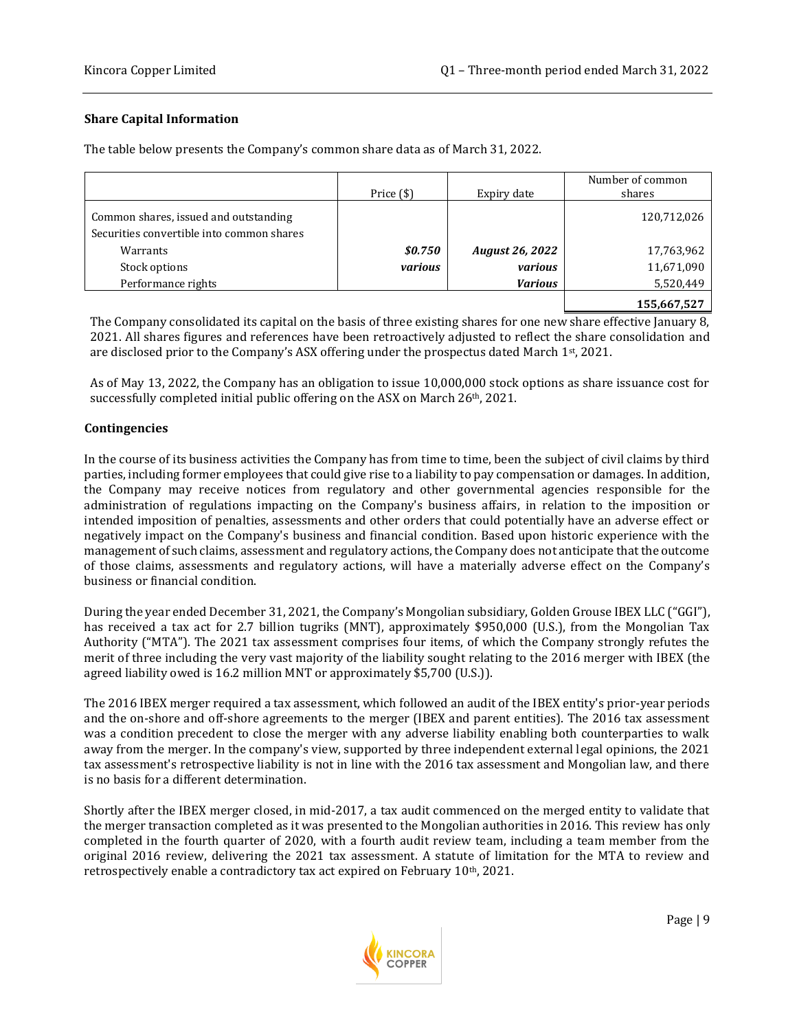## Share Capital Information

The table below presents the Company's common share data as of March 31, 2022.

| | Price ($) | Expiry date | Number of common shares |
|---|---|---|---|
| Common shares, issued and outstanding | | | 120,712,026 |
| Securities convertible into common shares | | | |
| Warrants | ***$0.750*** | ***August 26, 2022*** | 17,763,962 |
| Stock options | ***various*** | ***various*** | 11,671,090 |
| Performance rights | | ***Various*** | 5,520,449 |
| | | | **155,667,527** |

The Company consolidated its capital on the basis of three existing shares for one new share effective January 8, 2021. All shares figures and references have been retroactively adjusted to reflect the share consolidation and are disclosed prior to the Company's ASX offering under the prospectus dated March 1st, 2021.

As of May 13, 2022, the Company has an obligation to issue 10,000,000 stock options as share issuance cost for successfully completed initial public offering on the ASX on March 26th, 2021.

## Contingencies

In the course of its business activities the Company has from time to time, been the subject of civil claims by third parties, including former employees that could give rise to a liability to pay compensation or damages. In addition, the Company may receive notices from regulatory and other governmental agencies responsible for the administration of regulations impacting on the Company's business affairs, in relation to the imposition or intended imposition of penalties, assessments and other orders that could potentially have an adverse effect or negatively impact on the Company's business and financial condition. Based upon historic experience with the management of such claims, assessment and regulatory actions, the Company does not anticipate that the outcome of those claims, assessments and regulatory actions, will have a materially adverse effect on the Company's business or financial condition.

During the year ended December 31, 2021, the Company's Mongolian subsidiary, Golden Grouse IBEX LLC ("GGI"), has received a tax act for 2.7 billion tugriks (MNT), approximately $950,000 (U.S.), from the Mongolian Tax Authority ("MTA"). The 2021 tax assessment comprises four items, of which the Company strongly refutes the merit of three including the very vast majority of the liability sought relating to the 2016 merger with IBEX (the agreed liability owed is 16.2 million MNT or approximately $5,700 (U.S.)).

The 2016 IBEX merger required a tax assessment, which followed an audit of the IBEX entity's prior-year periods and the on-shore and off-shore agreements to the merger (IBEX and parent entities). The 2016 tax assessment was a condition precedent to close the merger with any adverse liability enabling both counterparties to walk away from the merger. In the company's view, supported by three independent external legal opinions, the 2021 tax assessment's retrospective liability is not in line with the 2016 tax assessment and Mongolian law, and there is no basis for a different determination.

Shortly after the IBEX merger closed, in mid-2017, a tax audit commenced on the merged entity to validate that the merger transaction completed as it was presented to the Mongolian authorities in 2016. This review has only completed in the fourth quarter of 2020, with a fourth audit review team, including a team member from the original 2016 review, delivering the 2021 tax assessment. A statute of limitation for the MTA to review and retrospectively enable a contradictory tax act expired on February 10th, 2021.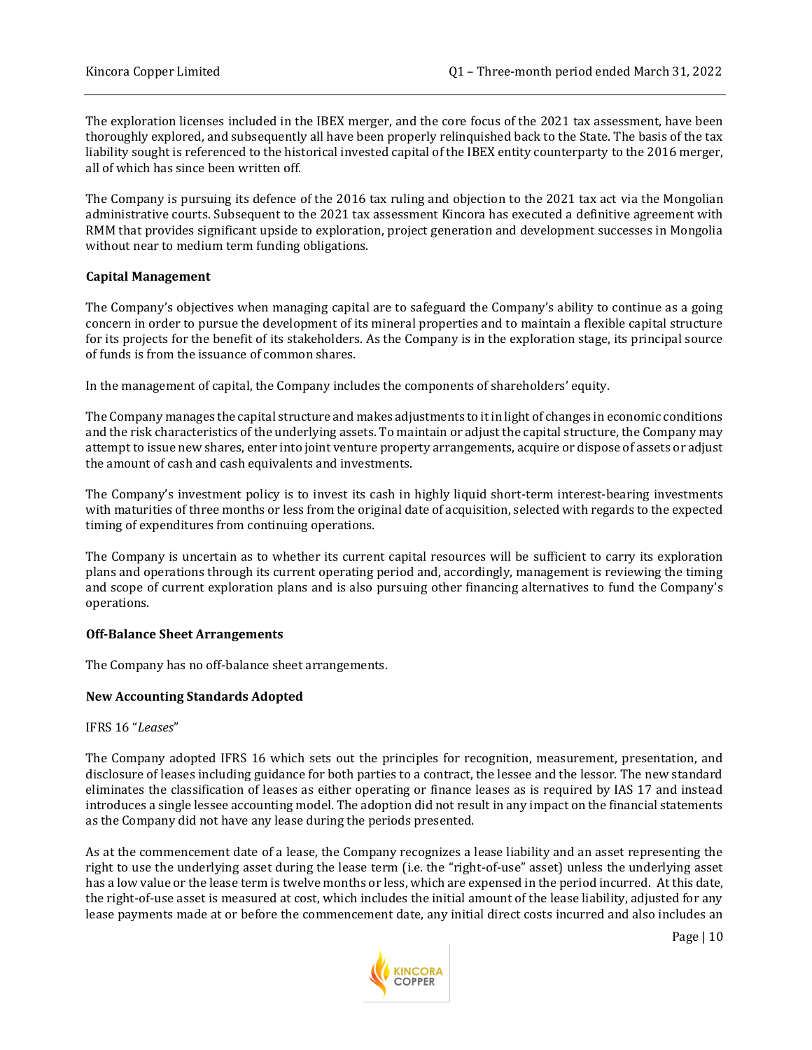The exploration licenses included in the IBEX merger, and the core focus of the 2021 tax assessment, have been thoroughly explored, and subsequently all have been properly relinquished back to the State. The basis of the tax liability sought is referenced to the historical invested capital of the IBEX entity counterparty to the 2016 merger, all of which has since been written off.

The Company is pursuing its defence of the 2016 tax ruling and objection to the 2021 tax act via the Mongolian administrative courts. Subsequent to the 2021 tax assessment Kincora has executed a definitive agreement with RMM that provides significant upside to exploration, project generation and development successes in Mongolia without near to medium term funding obligations.

**Capital Management**

The Company's objectives when managing capital are to safeguard the Company's ability to continue as a going concern in order to pursue the development of its mineral properties and to maintain a flexible capital structure for its projects for the benefit of its stakeholders. As the Company is in the exploration stage, its principal source of funds is from the issuance of common shares.

In the management of capital, the Company includes the components of shareholders' equity.

The Company manages the capital structure and makes adjustments to it in light of changes in economic conditions and the risk characteristics of the underlying assets. To maintain or adjust the capital structure, the Company may attempt to issue new shares, enter into joint venture property arrangements, acquire or dispose of assets or adjust the amount of cash and cash equivalents and investments.

The Company's investment policy is to invest its cash in highly liquid short-term interest-bearing investments with maturities of three months or less from the original date of acquisition, selected with regards to the expected timing of expenditures from continuing operations.

The Company is uncertain as to whether its current capital resources will be sufficient to carry its exploration plans and operations through its current operating period and, accordingly, management is reviewing the timing and scope of current exploration plans and is also pursuing other financing alternatives to fund the Company's operations.

**Off-Balance Sheet Arrangements**

The Company has no off-balance sheet arrangements.

**New Accounting Standards Adopted**

IFRS 16 "*Leases*"

The Company adopted IFRS 16 which sets out the principles for recognition, measurement, presentation, and disclosure of leases including guidance for both parties to a contract, the lessee and the lessor. The new standard eliminates the classification of leases as either operating or finance leases as is required by IAS 17 and instead introduces a single lessee accounting model. The adoption did not result in any impact on the financial statements as the Company did not have any lease during the periods presented.

As at the commencement date of a lease, the Company recognizes a lease liability and an asset representing the right to use the underlying asset during the lease term (i.e. the "right-of-use" asset) unless the underlying asset has a low value or the lease term is twelve months or less, which are expensed in the period incurred. At this date, the right-of-use asset is measured at cost, which includes the initial amount of the lease liability, adjusted for any lease payments made at or before the commencement date, any initial direct costs incurred and also includes an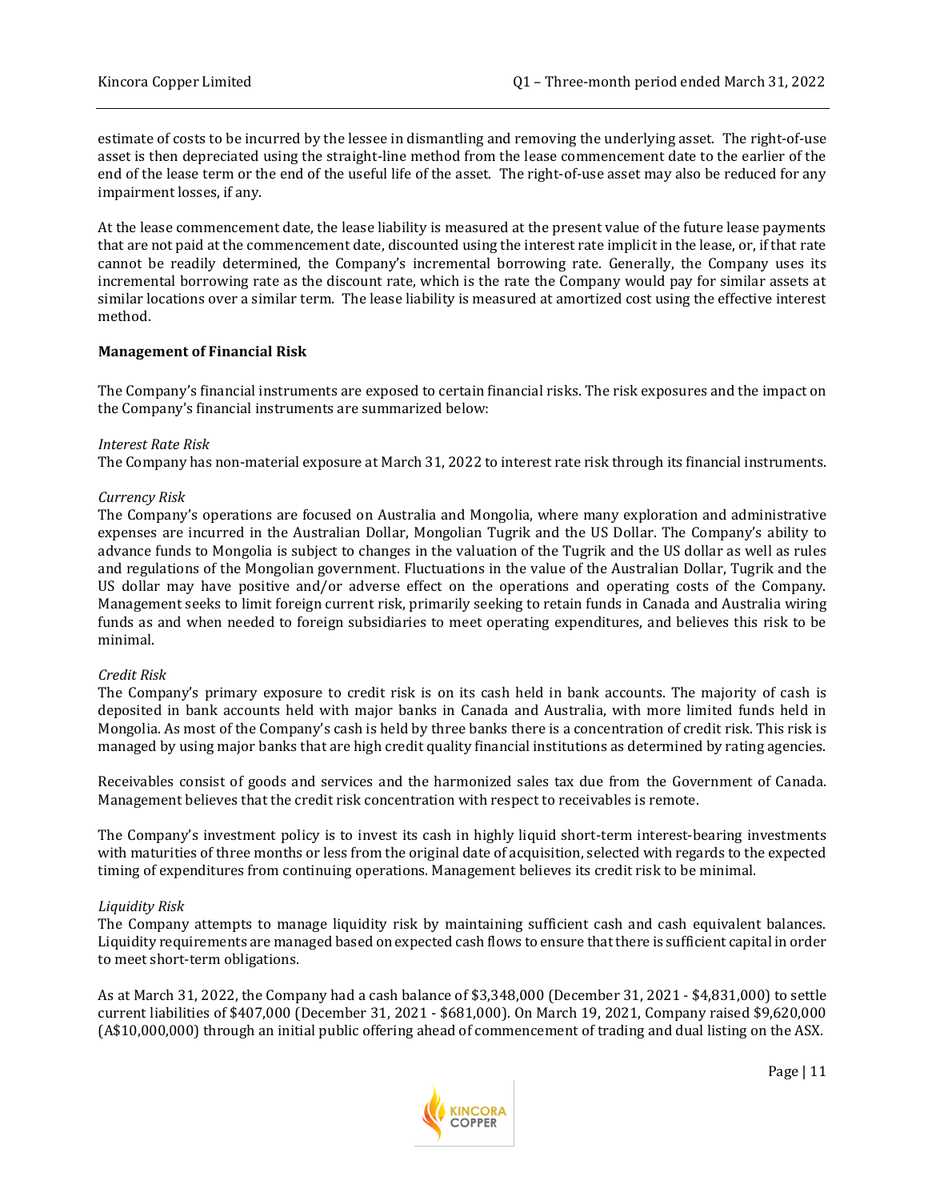estimate of costs to be incurred by the lessee in dismantling and removing the underlying asset. The right-of-use asset is then depreciated using the straight-line method from the lease commencement date to the earlier of the end of the lease term or the end of the useful life of the asset. The right-of-use asset may also be reduced for any impairment losses, if any.

At the lease commencement date, the lease liability is measured at the present value of the future lease payments that are not paid at the commencement date, discounted using the interest rate implicit in the lease, or, if that rate cannot be readily determined, the Company's incremental borrowing rate. Generally, the Company uses its incremental borrowing rate as the discount rate, which is the rate the Company would pay for similar assets at similar locations over a similar term. The lease liability is measured at amortized cost using the effective interest method.

**Management of Financial Risk**

The Company's financial instruments are exposed to certain financial risks. The risk exposures and the impact on the Company's financial instruments are summarized below:

*Interest Rate Risk*
The Company has non-material exposure at March 31, 2022 to interest rate risk through its financial instruments.

*Currency Risk*
The Company's operations are focused on Australia and Mongolia, where many exploration and administrative expenses are incurred in the Australian Dollar, Mongolian Tugrik and the US Dollar. The Company's ability to advance funds to Mongolia is subject to changes in the valuation of the Tugrik and the US dollar as well as rules and regulations of the Mongolian government. Fluctuations in the value of the Australian Dollar, Tugrik and the US dollar may have positive and/or adverse effect on the operations and operating costs of the Company. Management seeks to limit foreign current risk, primarily seeking to retain funds in Canada and Australia wiring funds as and when needed to foreign subsidiaries to meet operating expenditures, and believes this risk to be minimal.

*Credit Risk*
The Company's primary exposure to credit risk is on its cash held in bank accounts. The majority of cash is deposited in bank accounts held with major banks in Canada and Australia, with more limited funds held in Mongolia. As most of the Company's cash is held by three banks there is a concentration of credit risk. This risk is managed by using major banks that are high credit quality financial institutions as determined by rating agencies.

Receivables consist of goods and services and the harmonized sales tax due from the Government of Canada. Management believes that the credit risk concentration with respect to receivables is remote.

The Company's investment policy is to invest its cash in highly liquid short-term interest-bearing investments with maturities of three months or less from the original date of acquisition, selected with regards to the expected timing of expenditures from continuing operations. Management believes its credit risk to be minimal.

*Liquidity Risk*
The Company attempts to manage liquidity risk by maintaining sufficient cash and cash equivalent balances. Liquidity requirements are managed based on expected cash flows to ensure that there is sufficient capital in order to meet short-term obligations.

As at March 31, 2022, the Company had a cash balance of $3,348,000 (December 31, 2021 - $4,831,000) to settle current liabilities of $407,000 (December 31, 2021 - $681,000). On March 19, 2021, Company raised $9,620,000 (A$10,000,000) through an initial public offering ahead of commencement of trading and dual listing on the ASX.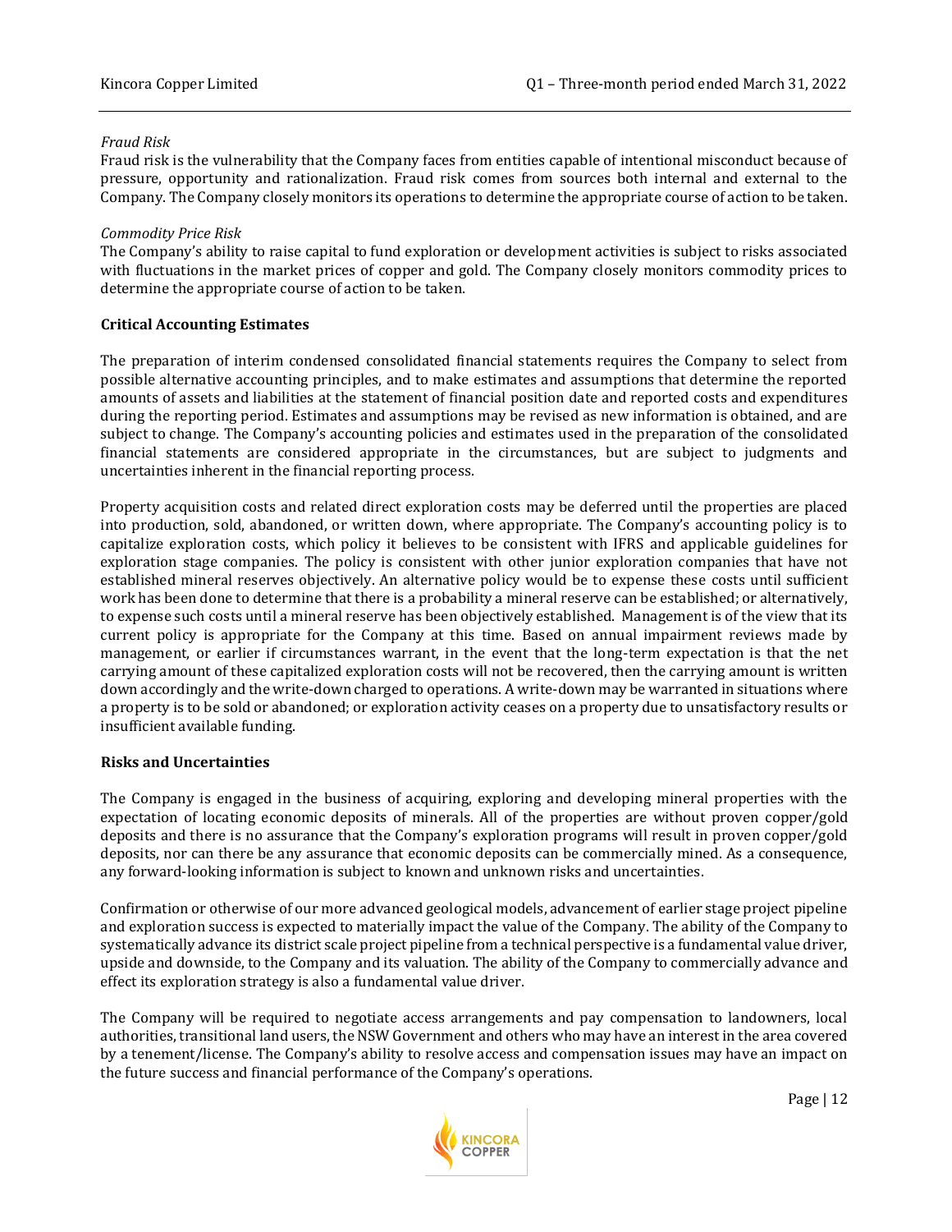*Fraud Risk*

Fraud risk is the vulnerability that the Company faces from entities capable of intentional misconduct because of pressure, opportunity and rationalization. Fraud risk comes from sources both internal and external to the Company. The Company closely monitors its operations to determine the appropriate course of action to be taken.

*Commodity Price Risk*

The Company's ability to raise capital to fund exploration or development activities is subject to risks associated with fluctuations in the market prices of copper and gold. The Company closely monitors commodity prices to determine the appropriate course of action to be taken.

**Critical Accounting Estimates**

The preparation of interim condensed consolidated financial statements requires the Company to select from possible alternative accounting principles, and to make estimates and assumptions that determine the reported amounts of assets and liabilities at the statement of financial position date and reported costs and expenditures during the reporting period. Estimates and assumptions may be revised as new information is obtained, and are subject to change. The Company's accounting policies and estimates used in the preparation of the consolidated financial statements are considered appropriate in the circumstances, but are subject to judgments and uncertainties inherent in the financial reporting process.

Property acquisition costs and related direct exploration costs may be deferred until the properties are placed into production, sold, abandoned, or written down, where appropriate. The Company's accounting policy is to capitalize exploration costs, which policy it believes to be consistent with IFRS and applicable guidelines for exploration stage companies. The policy is consistent with other junior exploration companies that have not established mineral reserves objectively. An alternative policy would be to expense these costs until sufficient work has been done to determine that there is a probability a mineral reserve can be established; or alternatively, to expense such costs until a mineral reserve has been objectively established. Management is of the view that its current policy is appropriate for the Company at this time. Based on annual impairment reviews made by management, or earlier if circumstances warrant, in the event that the long-term expectation is that the net carrying amount of these capitalized exploration costs will not be recovered, then the carrying amount is written down accordingly and the write-down charged to operations. A write-down may be warranted in situations where a property is to be sold or abandoned; or exploration activity ceases on a property due to unsatisfactory results or insufficient available funding.

**Risks and Uncertainties**

The Company is engaged in the business of acquiring, exploring and developing mineral properties with the expectation of locating economic deposits of minerals. All of the properties are without proven copper/gold deposits and there is no assurance that the Company's exploration programs will result in proven copper/gold deposits, nor can there be any assurance that economic deposits can be commercially mined. As a consequence, any forward-looking information is subject to known and unknown risks and uncertainties.

Confirmation or otherwise of our more advanced geological models, advancement of earlier stage project pipeline and exploration success is expected to materially impact the value of the Company. The ability of the Company to systematically advance its district scale project pipeline from a technical perspective is a fundamental value driver, upside and downside, to the Company and its valuation. The ability of the Company to commercially advance and effect its exploration strategy is also a fundamental value driver.

The Company will be required to negotiate access arrangements and pay compensation to landowners, local authorities, transitional land users, the NSW Government and others who may have an interest in the area covered by a tenement/license. The Company's ability to resolve access and compensation issues may have an impact on the future success and financial performance of the Company's operations.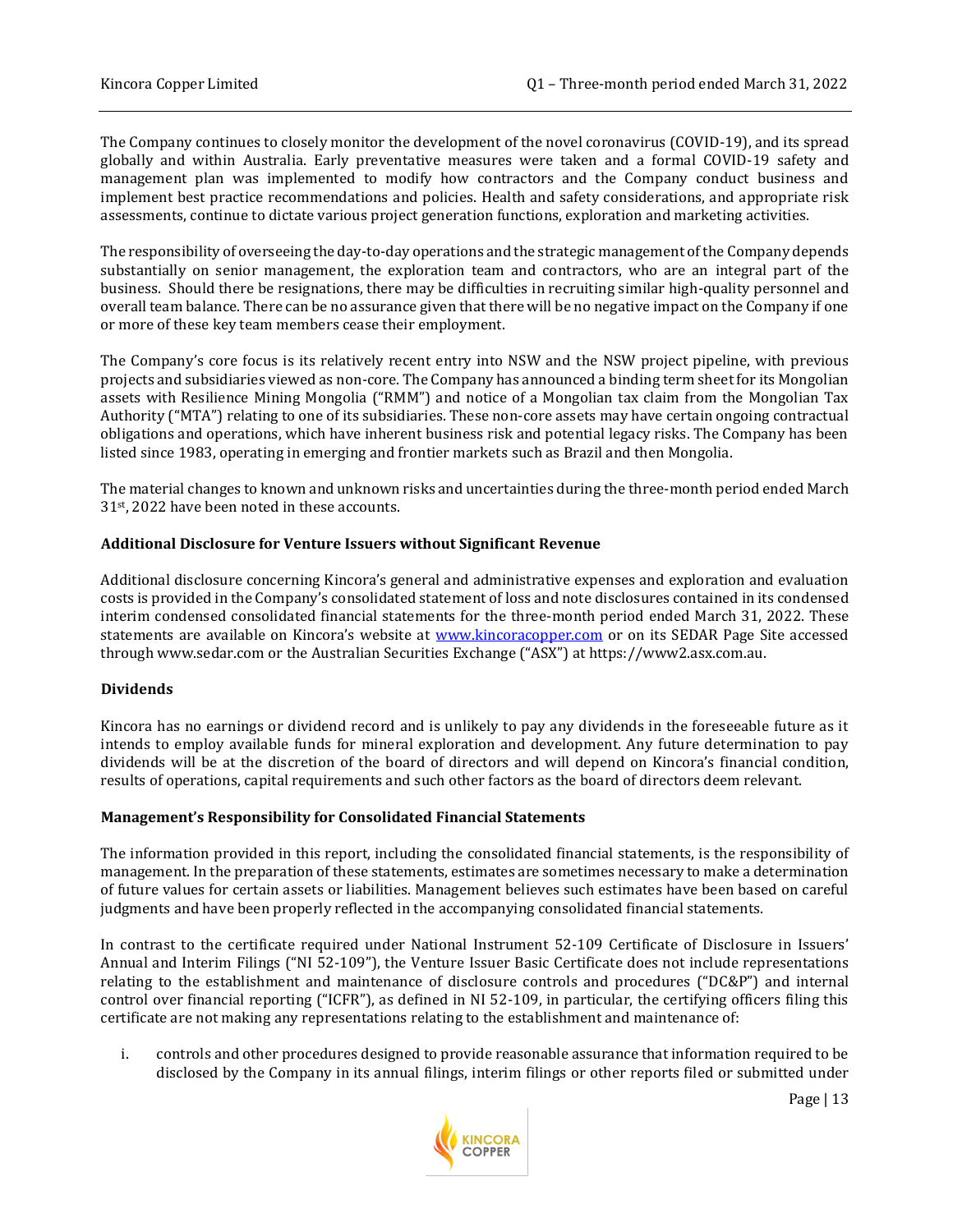The Company continues to closely monitor the development of the novel coronavirus (COVID-19), and its spread globally and within Australia. Early preventative measures were taken and a formal COVID-19 safety and management plan was implemented to modify how contractors and the Company conduct business and implement best practice recommendations and policies. Health and safety considerations, and appropriate risk assessments, continue to dictate various project generation functions, exploration and marketing activities.

The responsibility of overseeing the day-to-day operations and the strategic management of the Company depends substantially on senior management, the exploration team and contractors, who are an integral part of the business. Should there be resignations, there may be difficulties in recruiting similar high-quality personnel and overall team balance. There can be no assurance given that there will be no negative impact on the Company if one or more of these key team members cease their employment.

The Company's core focus is its relatively recent entry into NSW and the NSW project pipeline, with previous projects and subsidiaries viewed as non-core. The Company has announced a binding term sheet for its Mongolian assets with Resilience Mining Mongolia ("RMM") and notice of a Mongolian tax claim from the Mongolian Tax Authority ("MTA") relating to one of its subsidiaries. These non-core assets may have certain ongoing contractual obligations and operations, which have inherent business risk and potential legacy risks. The Company has been listed since 1983, operating in emerging and frontier markets such as Brazil and then Mongolia.

The material changes to known and unknown risks and uncertainties during the three-month period ended March 31st, 2022 have been noted in these accounts.

### Additional Disclosure for Venture Issuers without Significant Revenue

Additional disclosure concerning Kincora's general and administrative expenses and exploration and evaluation costs is provided in the Company's consolidated statement of loss and note disclosures contained in its condensed interim condensed consolidated financial statements for the three-month period ended March 31, 2022. These statements are available on Kincora's website at www.kincoracopper.com or on its SEDAR Page Site accessed through www.sedar.com or the Australian Securities Exchange ("ASX") at https://www2.asx.com.au.

### Dividends

Kincora has no earnings or dividend record and is unlikely to pay any dividends in the foreseeable future as it intends to employ available funds for mineral exploration and development. Any future determination to pay dividends will be at the discretion of the board of directors and will depend on Kincora's financial condition, results of operations, capital requirements and such other factors as the board of directors deem relevant.

### Management's Responsibility for Consolidated Financial Statements

The information provided in this report, including the consolidated financial statements, is the responsibility of management. In the preparation of these statements, estimates are sometimes necessary to make a determination of future values for certain assets or liabilities. Management believes such estimates have been based on careful judgments and have been properly reflected in the accompanying consolidated financial statements.

In contrast to the certificate required under National Instrument 52-109 Certificate of Disclosure in Issuers' Annual and Interim Filings ("NI 52-109"), the Venture Issuer Basic Certificate does not include representations relating to the establishment and maintenance of disclosure controls and procedures ("DC&P") and internal control over financial reporting ("ICFR"), as defined in NI 52-109, in particular, the certifying officers filing this certificate are not making any representations relating to the establishment and maintenance of:

i. controls and other procedures designed to provide reasonable assurance that information required to be disclosed by the Company in its annual filings, interim filings or other reports filed or submitted under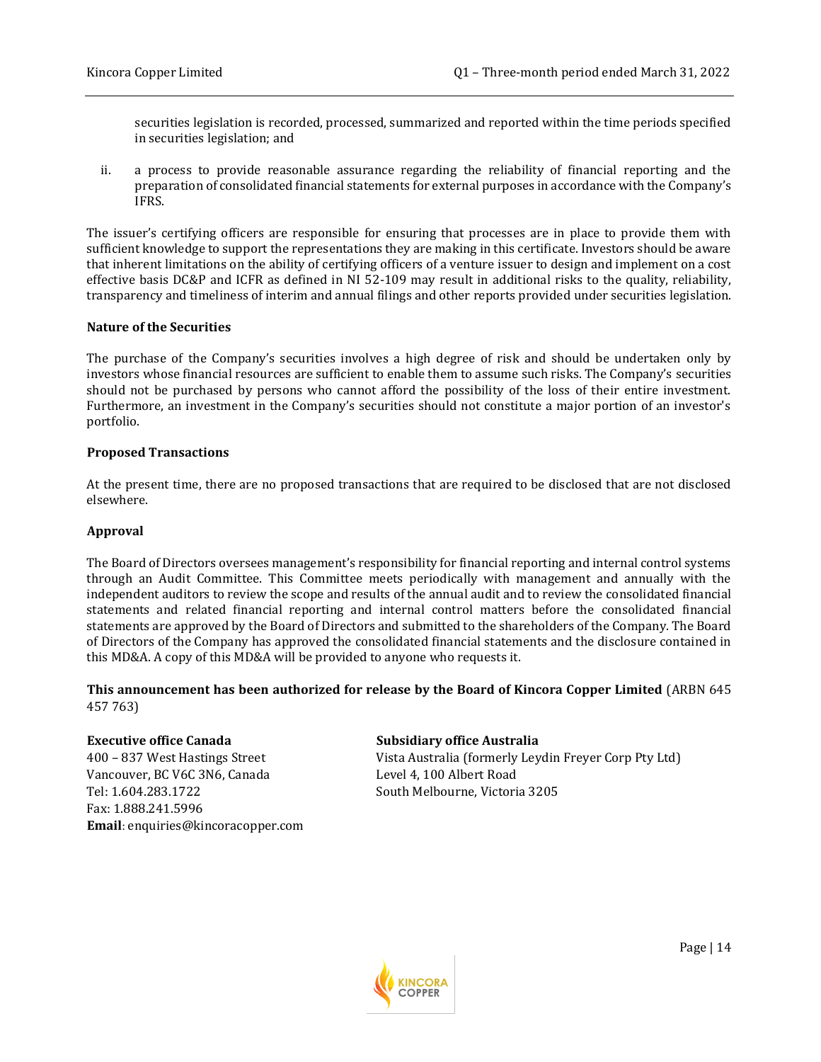securities legislation is recorded, processed, summarized and reported within the time periods specified in securities legislation; and

ii. a process to provide reasonable assurance regarding the reliability of financial reporting and the preparation of consolidated financial statements for external purposes in accordance with the Company's IFRS.

The issuer's certifying officers are responsible for ensuring that processes are in place to provide them with sufficient knowledge to support the representations they are making in this certificate. Investors should be aware that inherent limitations on the ability of certifying officers of a venture issuer to design and implement on a cost effective basis DC&P and ICFR as defined in NI 52-109 may result in additional risks to the quality, reliability, transparency and timeliness of interim and annual filings and other reports provided under securities legislation.

**Nature of the Securities**

The purchase of the Company's securities involves a high degree of risk and should be undertaken only by investors whose financial resources are sufficient to enable them to assume such risks. The Company's securities should not be purchased by persons who cannot afford the possibility of the loss of their entire investment. Furthermore, an investment in the Company's securities should not constitute a major portion of an investor's portfolio.

**Proposed Transactions**

At the present time, there are no proposed transactions that are required to be disclosed that are not disclosed elsewhere.

**Approval**

The Board of Directors oversees management's responsibility for financial reporting and internal control systems through an Audit Committee. This Committee meets periodically with management and annually with the independent auditors to review the scope and results of the annual audit and to review the consolidated financial statements and related financial reporting and internal control matters before the consolidated financial statements are approved by the Board of Directors and submitted to the shareholders of the Company. The Board of Directors of the Company has approved the consolidated financial statements and the disclosure contained in this MD&A. A copy of this MD&A will be provided to anyone who requests it.

**This announcement has been authorized for release by the Board of Kincora Copper Limited** (ARBN 645 457 763)

**Executive office Canada**
400 – 837 West Hastings Street
Vancouver, BC V6C 3N6, Canada
Tel: 1.604.283.1722
Fax: 1.888.241.5996
**Email**: enquiries@kincoracopper.com

**Subsidiary office Australia**
Vista Australia (formerly Leydin Freyer Corp Pty Ltd)
Level 4, 100 Albert Road
South Melbourne, Victoria 3205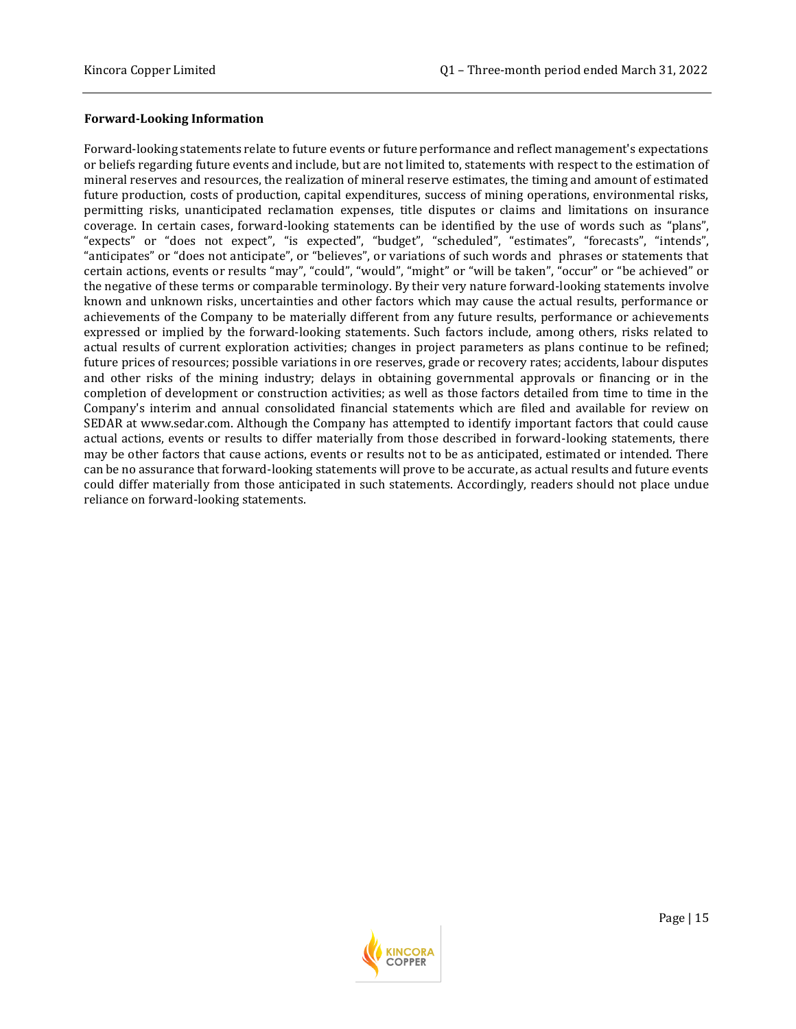**Forward-Looking Information**

Forward-looking statements relate to future events or future performance and reflect management's expectations or beliefs regarding future events and include, but are not limited to, statements with respect to the estimation of mineral reserves and resources, the realization of mineral reserve estimates, the timing and amount of estimated future production, costs of production, capital expenditures, success of mining operations, environmental risks, permitting risks, unanticipated reclamation expenses, title disputes or claims and limitations on insurance coverage. In certain cases, forward-looking statements can be identified by the use of words such as "plans", "expects" or "does not expect", "is expected", "budget", "scheduled", "estimates", "forecasts", "intends", "anticipates" or "does not anticipate", or "believes", or variations of such words and phrases or statements that certain actions, events or results "may", "could", "would", "might" or "will be taken", "occur" or "be achieved" or the negative of these terms or comparable terminology. By their very nature forward-looking statements involve known and unknown risks, uncertainties and other factors which may cause the actual results, performance or achievements of the Company to be materially different from any future results, performance or achievements expressed or implied by the forward-looking statements. Such factors include, among others, risks related to actual results of current exploration activities; changes in project parameters as plans continue to be refined; future prices of resources; possible variations in ore reserves, grade or recovery rates; accidents, labour disputes and other risks of the mining industry; delays in obtaining governmental approvals or financing or in the completion of development or construction activities; as well as those factors detailed from time to time in the Company's interim and annual consolidated financial statements which are filed and available for review on SEDAR at www.sedar.com. Although the Company has attempted to identify important factors that could cause actual actions, events or results to differ materially from those described in forward-looking statements, there may be other factors that cause actions, events or results not to be as anticipated, estimated or intended. There can be no assurance that forward-looking statements will prove to be accurate, as actual results and future events could differ materially from those anticipated in such statements. Accordingly, readers should not place undue reliance on forward-looking statements.